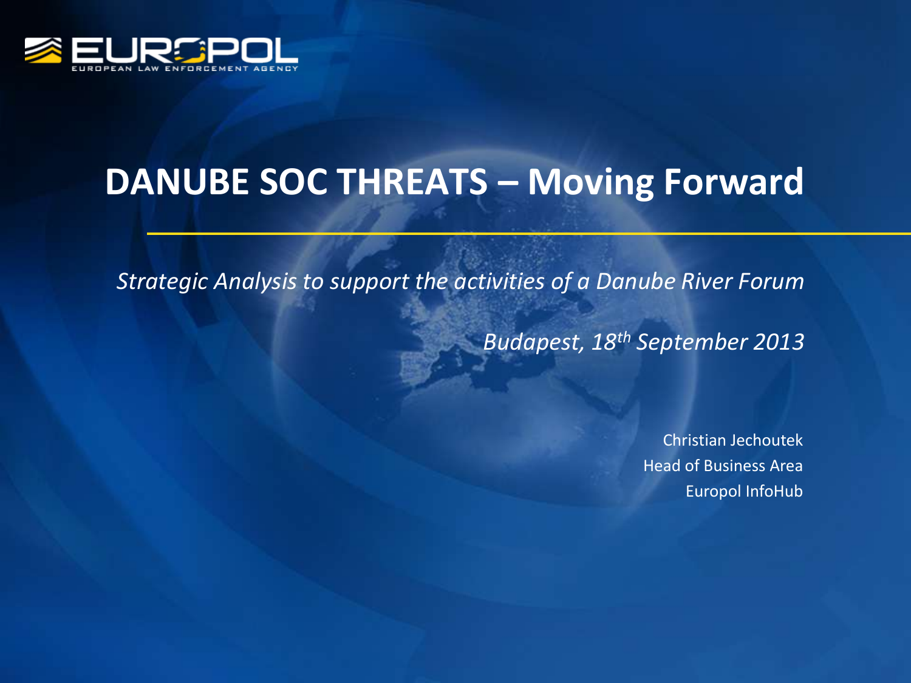EUROPOL
EUROPEAN LAW ENFORCEMENT AGENCY

# DANUBE SOC THREATS – Moving Forward

*Strategic Analysis to support the activities of a Danube River Forum*

*Budapest, 18th September 2013*

Christian Jechoutek
Head of Business Area
Europol InfoHub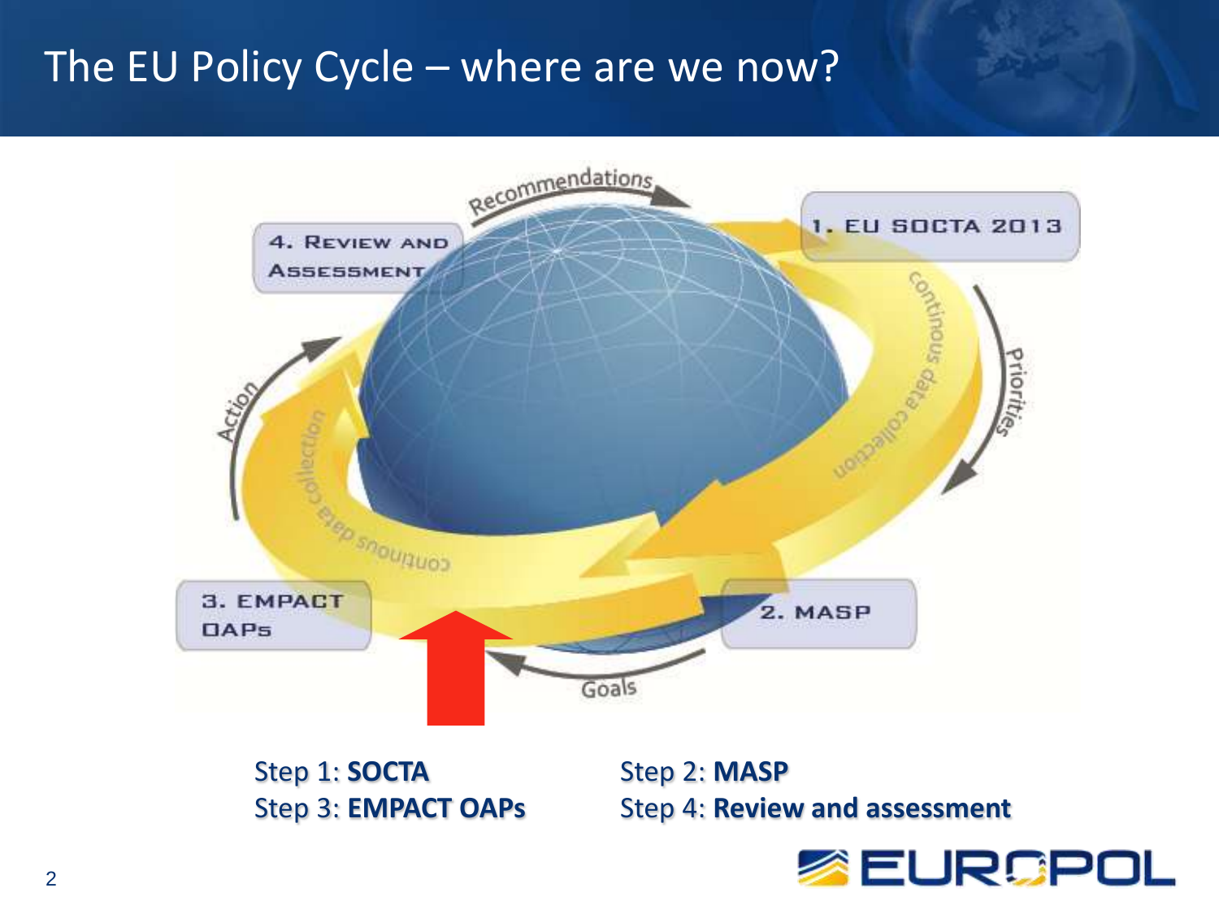# The EU Policy Cycle – where are we now?

1. EU SOCTA 2013
2. MASP
3. EMPACT OAPs
4. Review and Assessment

Recommendations

Priorities

Goals

Action

Continous data collection

Step 1: **SOCTA**

Step 2: **MASP**

Step 3: **EMPACT OAPs**

Step 4: **Review and assessment**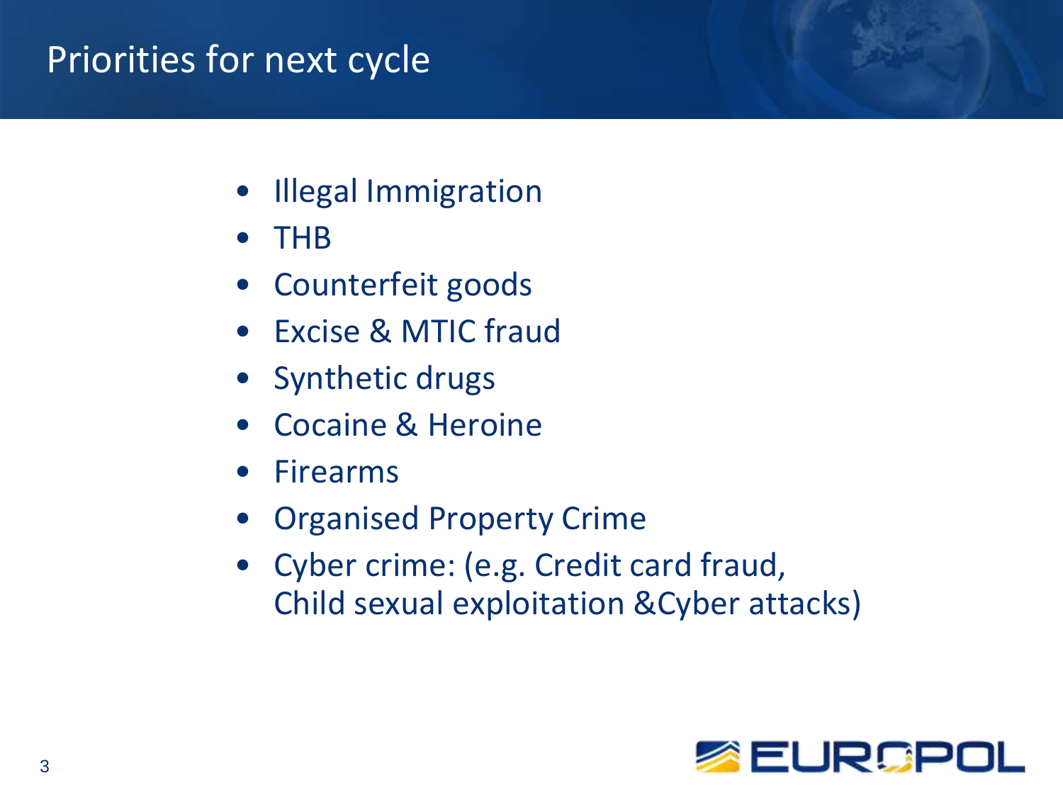# Priorities for next cycle

- Illegal Immigration
- THB
- Counterfeit goods
- Excise & MTIC fraud
- Synthetic drugs
- Cocaine & Heroine
- Firearms
- Organised Property Crime
- Cyber crime: (e.g. Credit card fraud, Child sexual exploitation &Cyber attacks)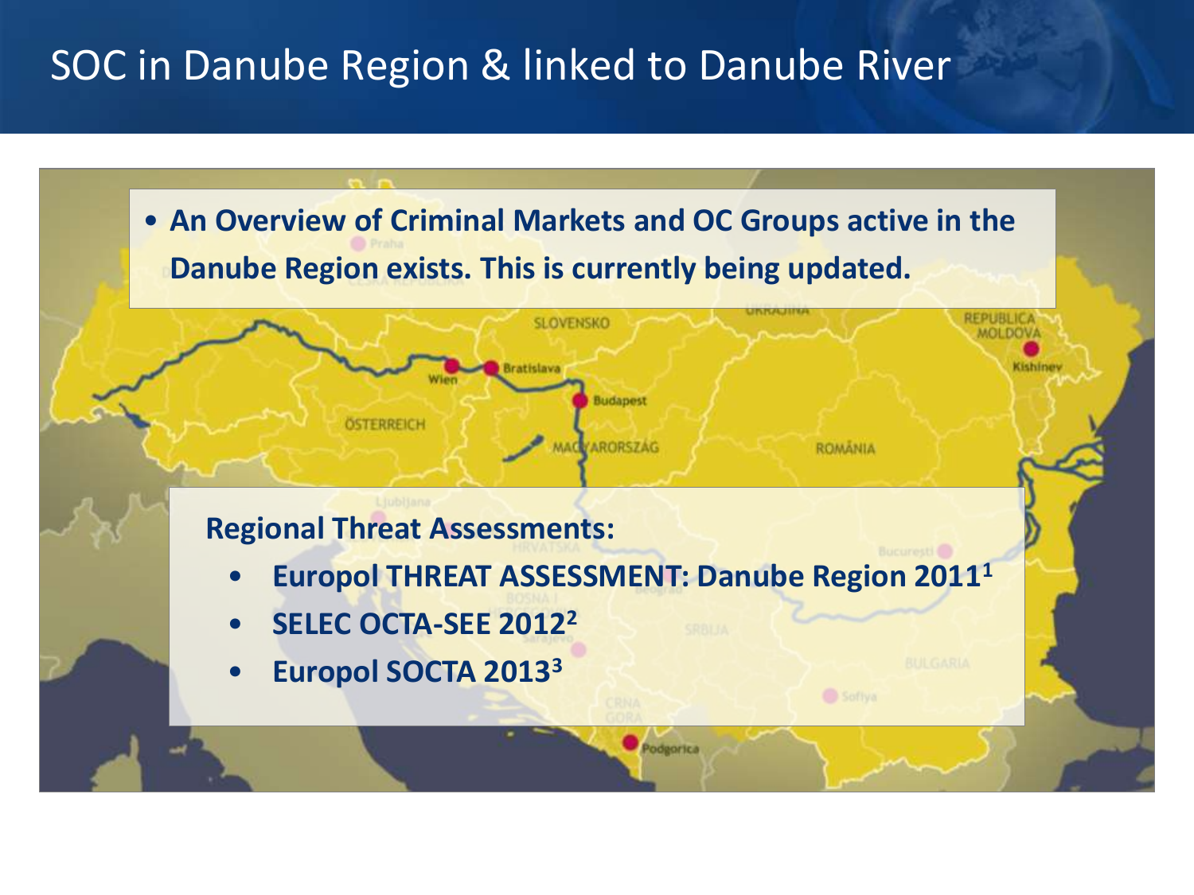# SOC in Danube Region & linked to Danube River

- **An Overview of Criminal Markets and OC Groups active in the Danube Region exists. This is currently being updated.**

**Regional Threat Assessments:**

- **Europol THREAT ASSESSMENT: Danube Region 2011[1]**
- **SELEC OCTA-SEE 2012[2]**
- **Europol SOCTA 2013[3]**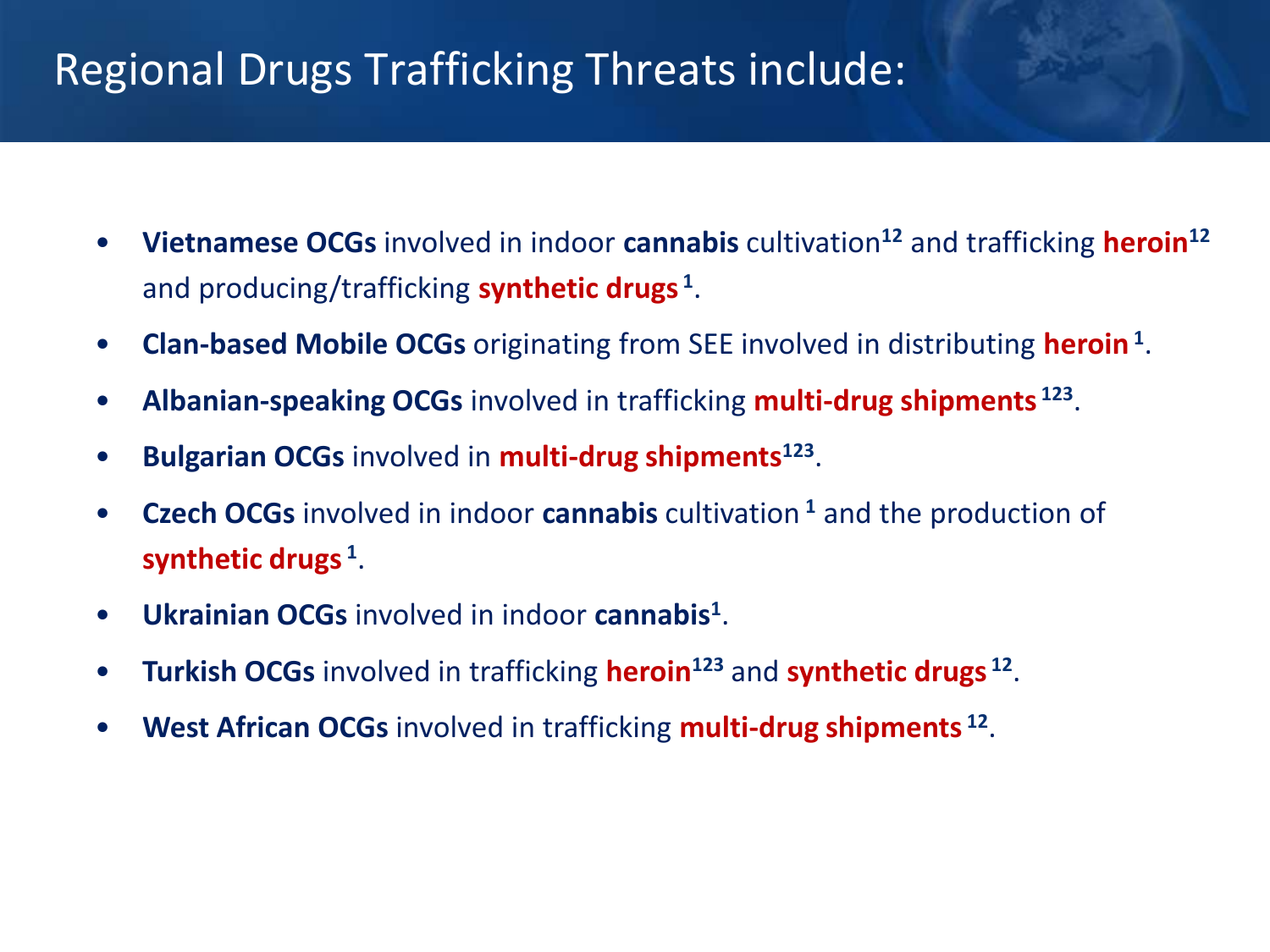# Regional Drugs Trafficking Threats include:

- **Vietnamese OCGs** involved in indoor **cannabis** cultivation[12] and trafficking **heroin**[12] and producing/trafficking **synthetic drugs**[1].
- **Clan-based Mobile OCGs** originating from SEE involved in distributing **heroin**[1].
- **Albanian-speaking OCGs** involved in trafficking **multi-drug shipments**[123].
- **Bulgarian OCGs** involved in **multi-drug shipments**[123].
- **Czech OCGs** involved in indoor **cannabis** cultivation[1] and the production of **synthetic drugs**[1].
- **Ukrainian OCGs** involved in indoor **cannabis**[1].
- **Turkish OCGs** involved in trafficking **heroin**[123] and **synthetic drugs**[12].
- **West African OCGs** involved in trafficking **multi-drug shipments**[12].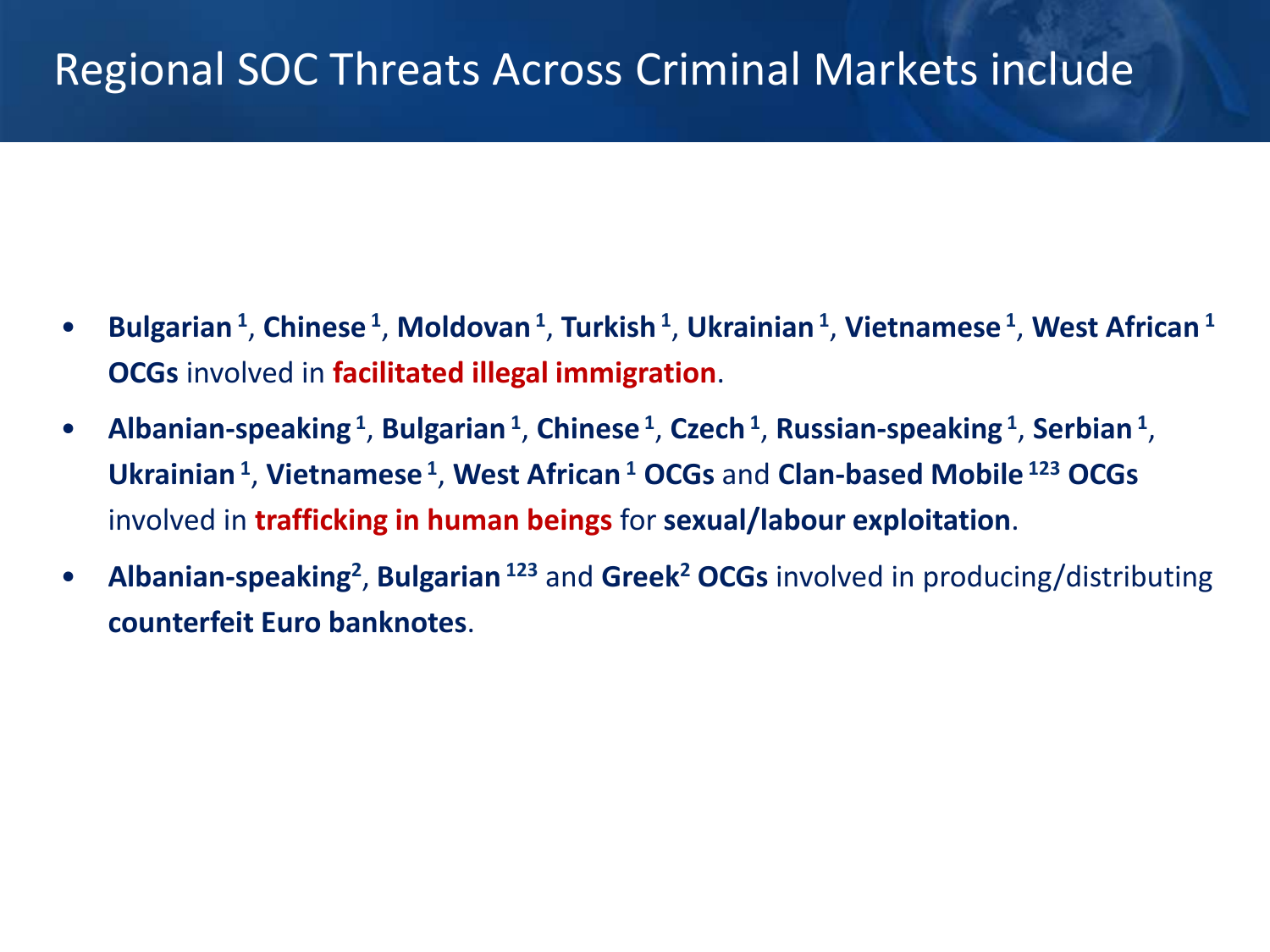# Regional SOC Threats Across Criminal Markets include

- **Bulgarian**[1], **Chinese**[1], **Moldovan**[1], **Turkish**[1], **Ukrainian**[1], **Vietnamese**[1], **West African**[1] **OCGs** involved in **facilitated illegal immigration**.
- **Albanian-speaking**[1], **Bulgarian**[1], **Chinese**[1], **Czech**[1], **Russian-speaking**[1], **Serbian**[1], **Ukrainian**[1], **Vietnamese**[1], **West African**[1] **OCGs** and **Clan-based Mobile**[123] **OCGs** involved in **trafficking in human beings** for **sexual/labour exploitation**.
- **Albanian-speaking**[2], **Bulgarian**[123] and **Greek**[2] **OCGs** involved in producing/distributing **counterfeit Euro banknotes**.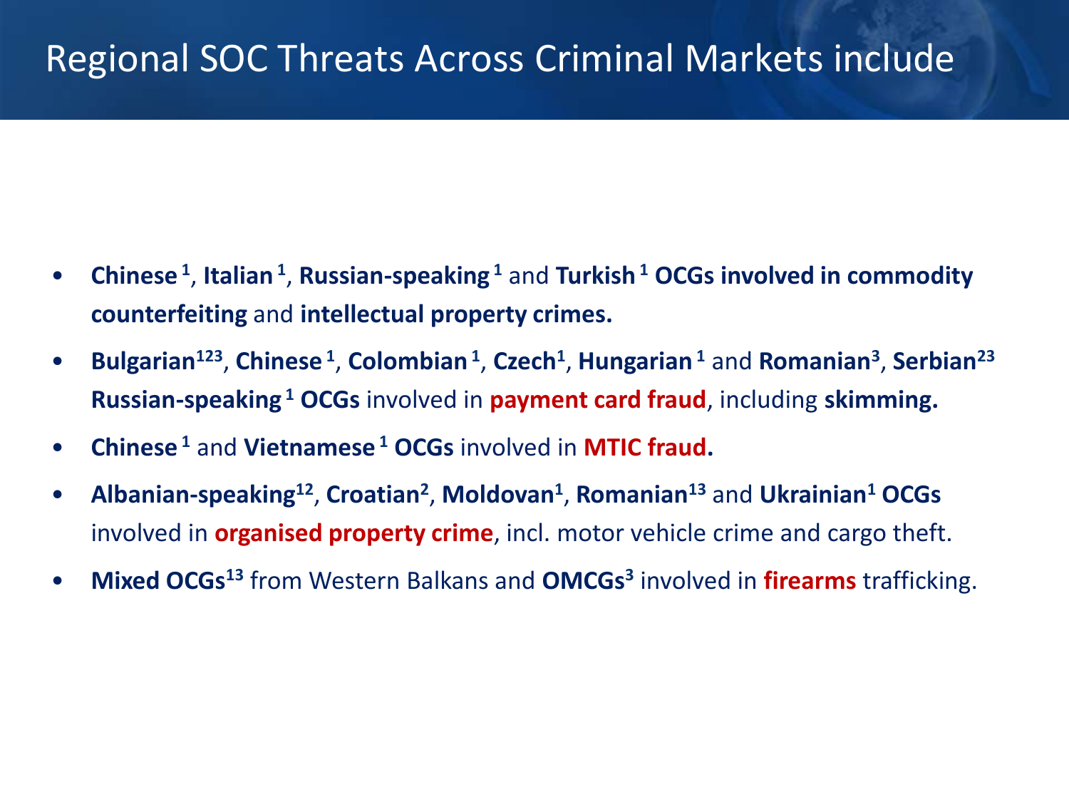# Regional SOC Threats Across Criminal Markets include

- **Chinese**[1], **Italian**[1], **Russian-speaking**[1] and **Turkish**[1] **OCGs involved in commodity counterfeiting** and **intellectual property crimes.**
- **Bulgarian**[123], **Chinese**[1], **Colombian**[1], **Czech**[1], **Hungarian**[1] and **Romanian**[3], **Serbian**[23] **Russian-speaking**[1] **OCGs** involved in **payment card fraud**, including **skimming.**
- **Chinese**[1] and **Vietnamese**[1] **OCGs** involved in **MTIC fraud.**
- **Albanian-speaking**[12], **Croatian**[2], **Moldovan**[1], **Romanian**[13] and **Ukrainian**[1] **OCGs** involved in **organised property crime**, incl. motor vehicle crime and cargo theft.
- **Mixed OCGs**[13] from Western Balkans and **OMCGs**[3] involved in **firearms** trafficking.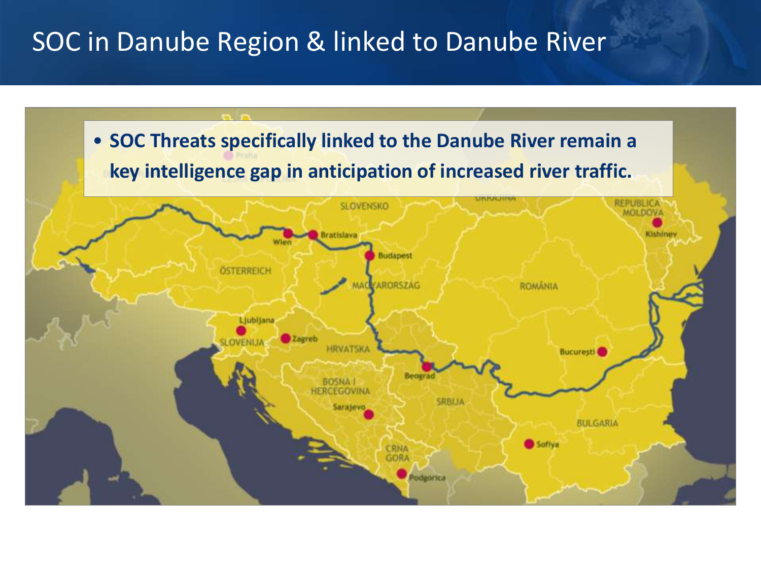# SOC in Danube Region & linked to Danube River

- **SOC Threats specifically linked to the Danube River remain a key intelligence gap in anticipation of increased river traffic.**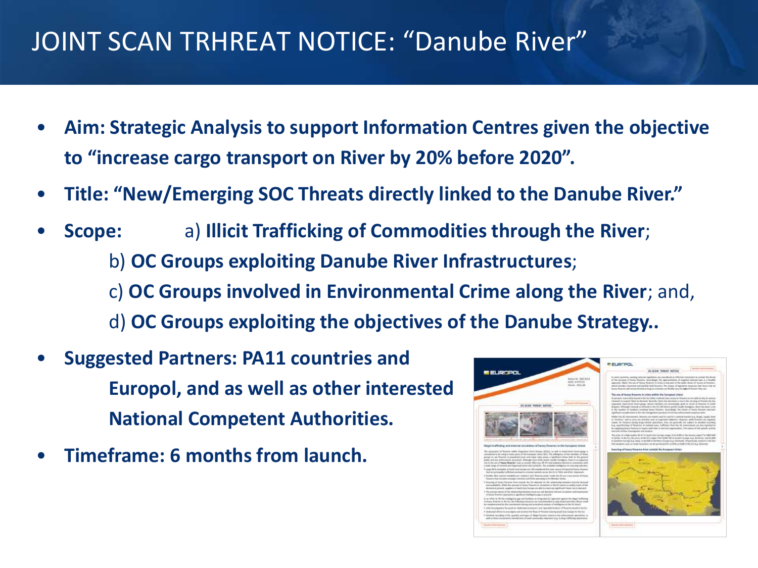# JOINT SCAN TRHREAT NOTICE: "Danube River"

- **Aim: Strategic Analysis to support Information Centres given the objective to "increase cargo transport on River by 20% before 2020".**
- **Title: "New/Emerging SOC Threats directly linked to the Danube River."**
- **Scope:** a) **Illicit Trafficking of Commodities through the River**;
  b) **OC Groups exploiting Danube River Infrastructures**;
  c) **OC Groups involved in Environmental Crime along the River**; and,
  d) **OC Groups exploiting the objectives of the Danube Strategy..**
- **Suggested Partners: PA11 countries and Europol, and as well as other interested National Competent Authorities.**
- **Timeframe: 6 months from launch.**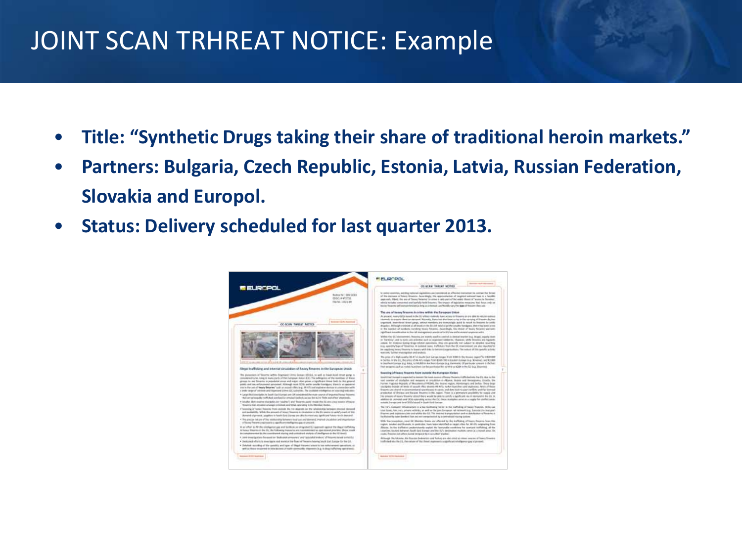# JOINT SCAN TRHREAT NOTICE: Example

- **Title: "Synthetic Drugs taking their share of traditional heroin markets."**
- **Partners: Bulgaria, Czech Republic, Estonia, Latvia, Russian Federation, Slovakia and Europol.**
- **Status: Delivery scheduled for last quarter 2013.**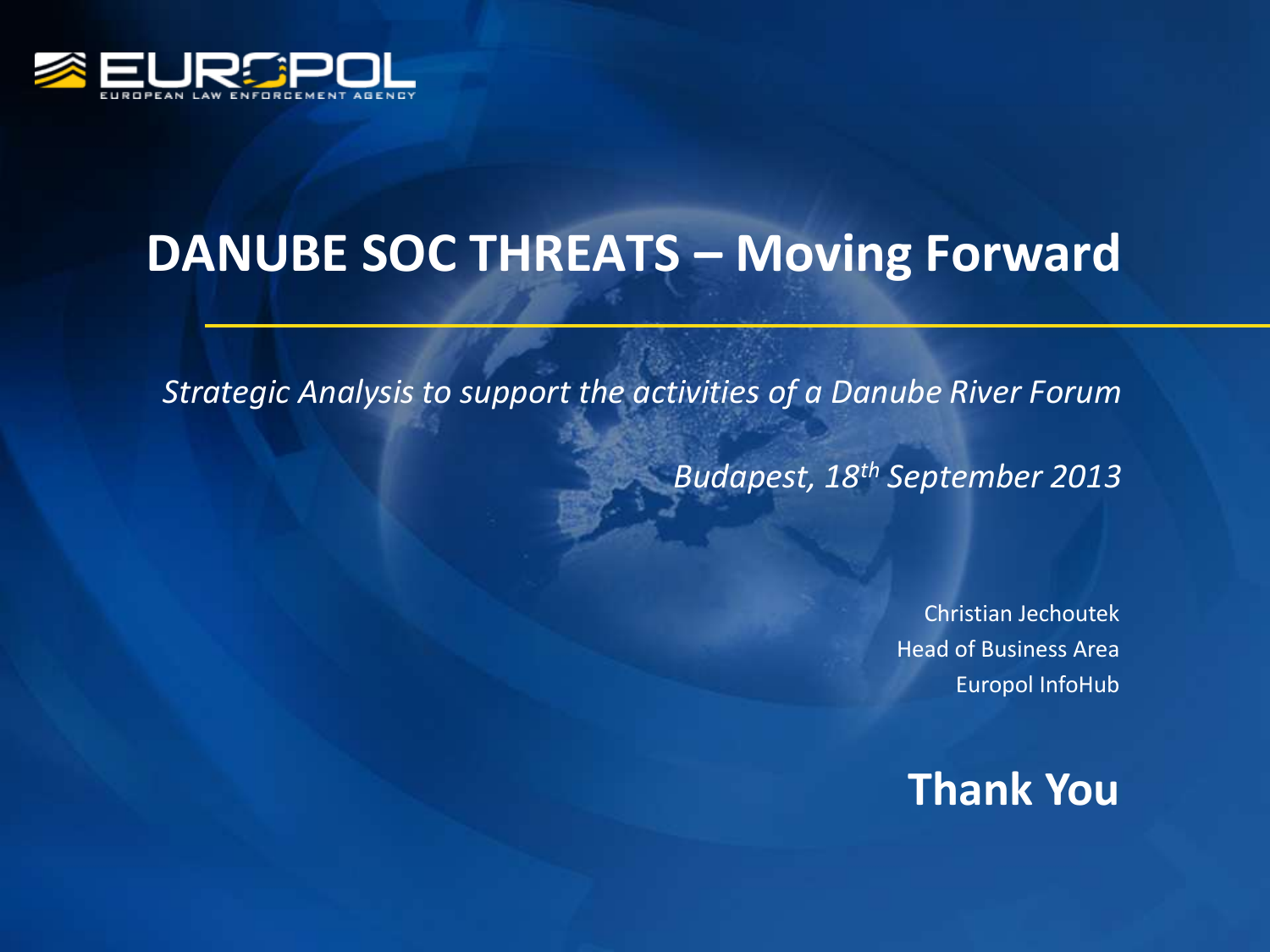EUROPOL
EUROPEAN LAW ENFORCEMENT AGENCY

# DANUBE SOC THREATS – Moving Forward

*Strategic Analysis to support the activities of a Danube River Forum*

*Budapest, 18th September 2013*

Christian Jechoutek
Head of Business Area
Europol InfoHub

## Thank You